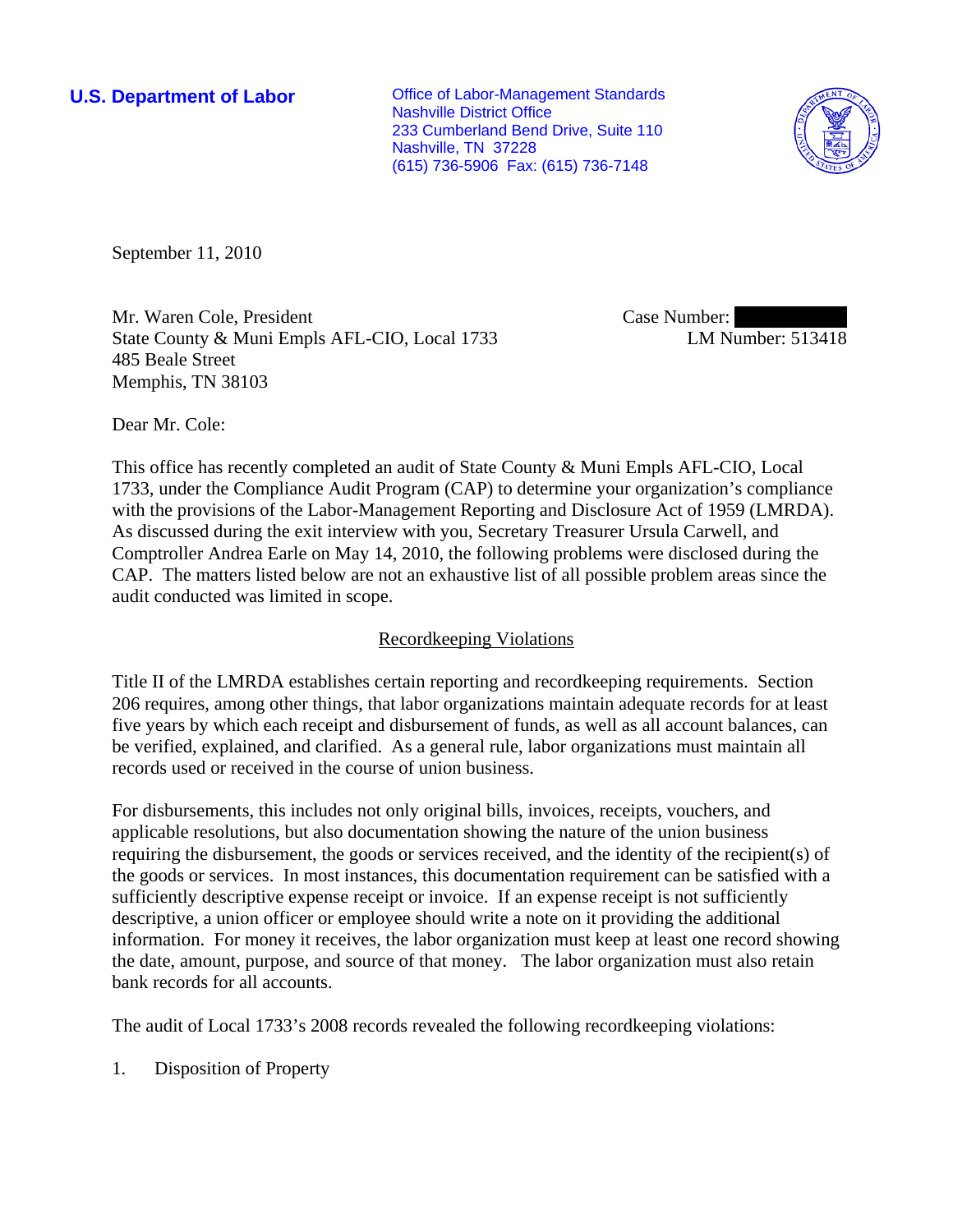**U.S. Department of Labor**

Office of Labor-Management Standards
Nashville District Office
233 Cumberland Bend Drive, Suite 110
Nashville, TN 37228
(615) 736-5906 Fax: (615) 736-7148

September 11, 2010

Mr. Waren Cole, President
State County & Muni Empls AFL-CIO, Local 1733
485 Beale Street
Memphis, TN 38103

Case Number:
LM Number: 513418

Dear Mr. Cole:

This office has recently completed an audit of State County & Muni Empls AFL-CIO, Local 1733, under the Compliance Audit Program (CAP) to determine your organization's compliance with the provisions of the Labor-Management Reporting and Disclosure Act of 1959 (LMRDA). As discussed during the exit interview with you, Secretary Treasurer Ursula Carwell, and Comptroller Andrea Earle on May 14, 2010, the following problems were disclosed during the CAP. The matters listed below are not an exhaustive list of all possible problem areas since the audit conducted was limited in scope.

## Recordkeeping Violations

Title II of the LMRDA establishes certain reporting and recordkeeping requirements. Section 206 requires, among other things, that labor organizations maintain adequate records for at least five years by which each receipt and disbursement of funds, as well as all account balances, can be verified, explained, and clarified. As a general rule, labor organizations must maintain all records used or received in the course of union business.

For disbursements, this includes not only original bills, invoices, receipts, vouchers, and applicable resolutions, but also documentation showing the nature of the union business requiring the disbursement, the goods or services received, and the identity of the recipient(s) of the goods or services. In most instances, this documentation requirement can be satisfied with a sufficiently descriptive expense receipt or invoice. If an expense receipt is not sufficiently descriptive, a union officer or employee should write a note on it providing the additional information. For money it receives, the labor organization must keep at least one record showing the date, amount, purpose, and source of that money. The labor organization must also retain bank records for all accounts.

The audit of Local 1733's 2008 records revealed the following recordkeeping violations:

1. Disposition of Property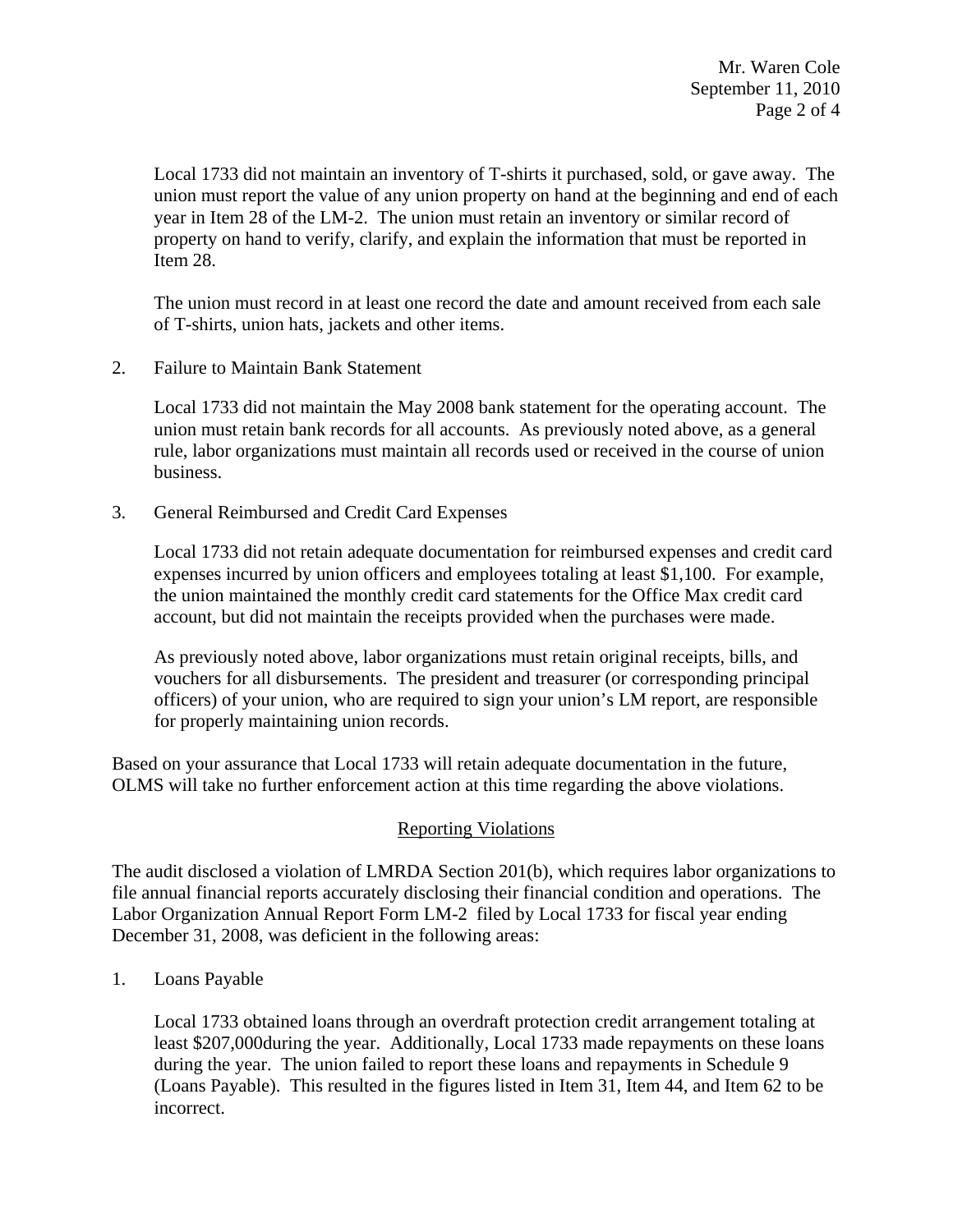Local 1733 did not maintain an inventory of T-shirts it purchased, sold, or gave away. The union must report the value of any union property on hand at the beginning and end of each year in Item 28 of the LM-2. The union must retain an inventory or similar record of property on hand to verify, clarify, and explain the information that must be reported in Item 28.

The union must record in at least one record the date and amount received from each sale of T-shirts, union hats, jackets and other items.

2. Failure to Maintain Bank Statement

   Local 1733 did not maintain the May 2008 bank statement for the operating account. The union must retain bank records for all accounts. As previously noted above, as a general rule, labor organizations must maintain all records used or received in the course of union business.

3. General Reimbursed and Credit Card Expenses

   Local 1733 did not retain adequate documentation for reimbursed expenses and credit card expenses incurred by union officers and employees totaling at least $1,100. For example, the union maintained the monthly credit card statements for the Office Max credit card account, but did not maintain the receipts provided when the purchases were made.

   As previously noted above, labor organizations must retain original receipts, bills, and vouchers for all disbursements. The president and treasurer (or corresponding principal officers) of your union, who are required to sign your union's LM report, are responsible for properly maintaining union records.

Based on your assurance that Local 1733 will retain adequate documentation in the future, OLMS will take no further enforcement action at this time regarding the above violations.

## Reporting Violations

The audit disclosed a violation of LMRDA Section 201(b), which requires labor organizations to file annual financial reports accurately disclosing their financial condition and operations. The Labor Organization Annual Report Form LM-2 filed by Local 1733 for fiscal year ending December 31, 2008, was deficient in the following areas:

1. Loans Payable

   Local 1733 obtained loans through an overdraft protection credit arrangement totaling at least $207,000during the year. Additionally, Local 1733 made repayments on these loans during the year. The union failed to report these loans and repayments in Schedule 9 (Loans Payable). This resulted in the figures listed in Item 31, Item 44, and Item 62 to be incorrect.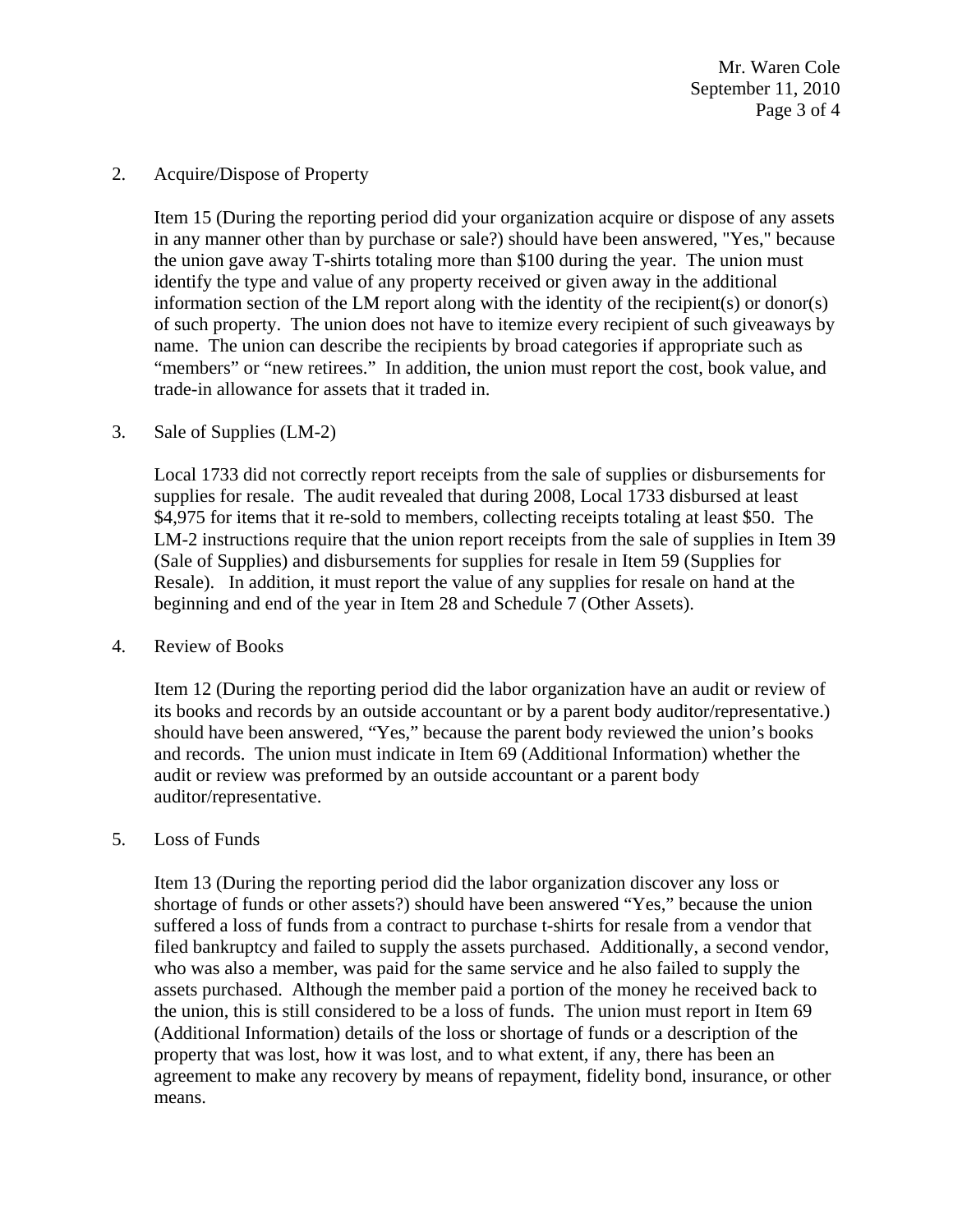2. Acquire/Dispose of Property

   Item 15 (During the reporting period did your organization acquire or dispose of any assets in any manner other than by purchase or sale?) should have been answered, "Yes," because the union gave away T-shirts totaling more than $100 during the year. The union must identify the type and value of any property received or given away in the additional information section of the LM report along with the identity of the recipient(s) or donor(s) of such property. The union does not have to itemize every recipient of such giveaways by name. The union can describe the recipients by broad categories if appropriate such as "members" or "new retirees." In addition, the union must report the cost, book value, and trade-in allowance for assets that it traded in.

3. Sale of Supplies (LM-2)

   Local 1733 did not correctly report receipts from the sale of supplies or disbursements for supplies for resale. The audit revealed that during 2008, Local 1733 disbursed at least $4,975 for items that it re-sold to members, collecting receipts totaling at least $50. The LM-2 instructions require that the union report receipts from the sale of supplies in Item 39 (Sale of Supplies) and disbursements for supplies for resale in Item 59 (Supplies for Resale). In addition, it must report the value of any supplies for resale on hand at the beginning and end of the year in Item 28 and Schedule 7 (Other Assets).

4. Review of Books

   Item 12 (During the reporting period did the labor organization have an audit or review of its books and records by an outside accountant or by a parent body auditor/representative.) should have been answered, "Yes," because the parent body reviewed the union's books and records. The union must indicate in Item 69 (Additional Information) whether the audit or review was preformed by an outside accountant or a parent body auditor/representative.

5. Loss of Funds

   Item 13 (During the reporting period did the labor organization discover any loss or shortage of funds or other assets?) should have been answered "Yes," because the union suffered a loss of funds from a contract to purchase t-shirts for resale from a vendor that filed bankruptcy and failed to supply the assets purchased. Additionally, a second vendor, who was also a member, was paid for the same service and he also failed to supply the assets purchased. Although the member paid a portion of the money he received back to the union, this is still considered to be a loss of funds. The union must report in Item 69 (Additional Information) details of the loss or shortage of funds or a description of the property that was lost, how it was lost, and to what extent, if any, there has been an agreement to make any recovery by means of repayment, fidelity bond, insurance, or other means.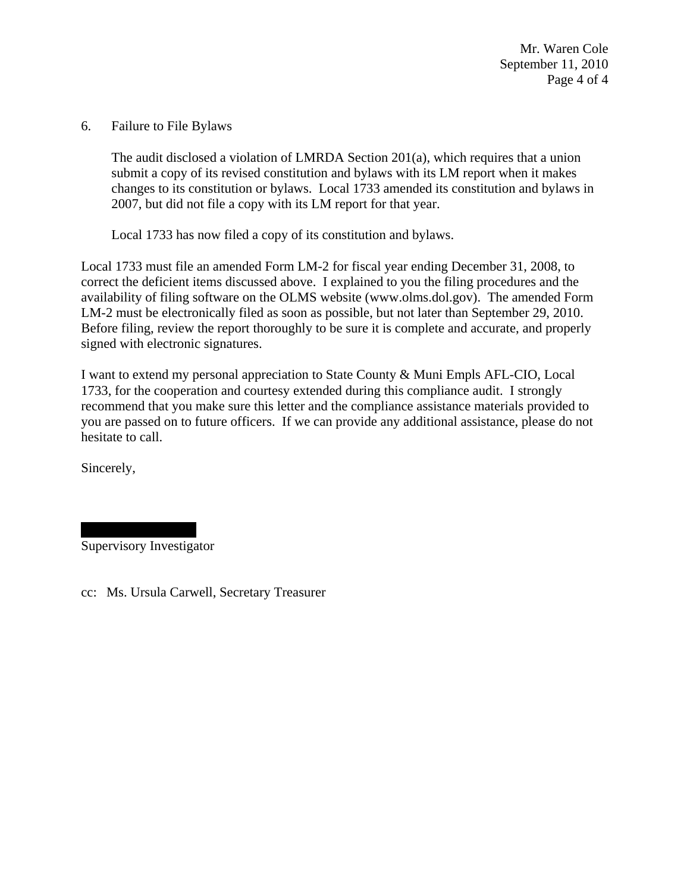6. Failure to File Bylaws

   The audit disclosed a violation of LMRDA Section 201(a), which requires that a union submit a copy of its revised constitution and bylaws with its LM report when it makes changes to its constitution or bylaws. Local 1733 amended its constitution and bylaws in 2007, but did not file a copy with its LM report for that year.

   Local 1733 has now filed a copy of its constitution and bylaws.

Local 1733 must file an amended Form LM-2 for fiscal year ending December 31, 2008, to correct the deficient items discussed above. I explained to you the filing procedures and the availability of filing software on the OLMS website (www.olms.dol.gov). The amended Form LM-2 must be electronically filed as soon as possible, but not later than September 29, 2010. Before filing, review the report thoroughly to be sure it is complete and accurate, and properly signed with electronic signatures.

I want to extend my personal appreciation to State County & Muni Empls AFL-CIO, Local 1733, for the cooperation and courtesy extended during this compliance audit. I strongly recommend that you make sure this letter and the compliance assistance materials provided to you are passed on to future officers. If we can provide any additional assistance, please do not hesitate to call.

Sincerely,

Supervisory Investigator

cc: Ms. Ursula Carwell, Secretary Treasurer